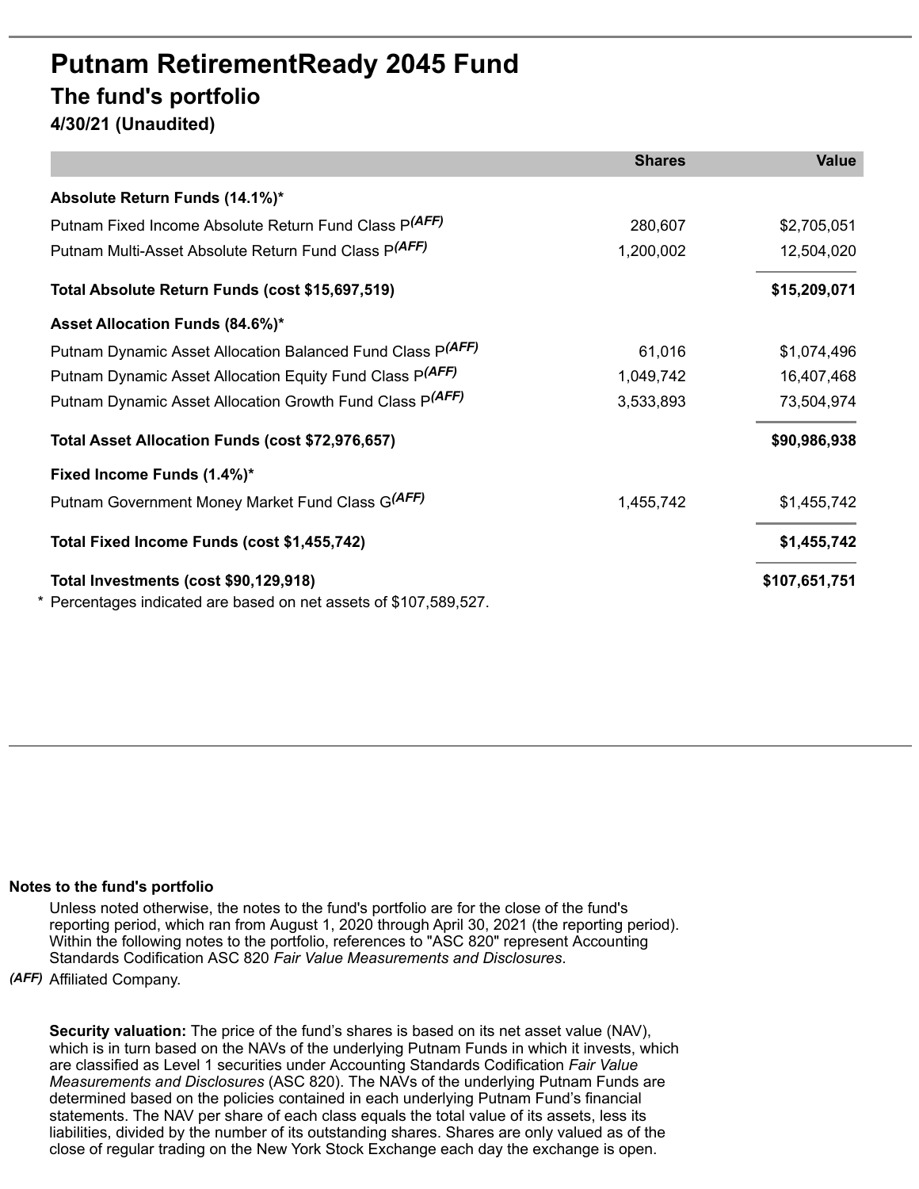# Putnam RetirementReady 2045 Fund

## The fund's portfolio

**4/30/21 (Unaudited)**

| | Shares | Value |
|---|---|---|
| **Absolute Return Funds (14.1%)*** | | |
| Putnam Fixed Income Absolute Return Fund Class P*(AFF)* | 280,607 | $2,705,051 |
| Putnam Multi-Asset Absolute Return Fund Class P*(AFF)* | 1,200,002 | 12,504,020 |
| **Total Absolute Return Funds (cost $15,697,519)** | | **$15,209,071** |
| **Asset Allocation Funds (84.6%)*** | | |
| Putnam Dynamic Asset Allocation Balanced Fund Class P*(AFF)* | 61,016 | $1,074,496 |
| Putnam Dynamic Asset Allocation Equity Fund Class P*(AFF)* | 1,049,742 | 16,407,468 |
| Putnam Dynamic Asset Allocation Growth Fund Class P*(AFF)* | 3,533,893 | 73,504,974 |
| **Total Asset Allocation Funds (cost $72,976,657)** | | **$90,986,938** |
| **Fixed Income Funds (1.4%)*** | | |
| Putnam Government Money Market Fund Class G*(AFF)* | 1,455,742 | $1,455,742 |
| **Total Fixed Income Funds (cost $1,455,742)** | | **$1,455,742** |
| **Total Investments (cost $90,129,918)** | | **$107,651,751** |

\* Percentages indicated are based on net assets of $107,589,527.

**Notes to the fund's portfolio**

Unless noted otherwise, the notes to the fund's portfolio are for the close of the fund's reporting period, which ran from August 1, 2020 through April 30, 2021 (the reporting period). Within the following notes to the portfolio, references to "ASC 820" represent Accounting Standards Codification ASC 820 *Fair Value Measurements and Disclosures*.

*(AFF)* Affiliated Company.

**Security valuation:** The price of the fund's shares is based on its net asset value (NAV), which is in turn based on the NAVs of the underlying Putnam Funds in which it invests, which are classified as Level 1 securities under Accounting Standards Codification *Fair Value Measurements and Disclosures* (ASC 820). The NAVs of the underlying Putnam Funds are determined based on the policies contained in each underlying Putnam Fund's financial statements. The NAV per share of each class equals the total value of its assets, less its liabilities, divided by the number of its outstanding shares. Shares are only valued as of the close of regular trading on the New York Stock Exchange each day the exchange is open.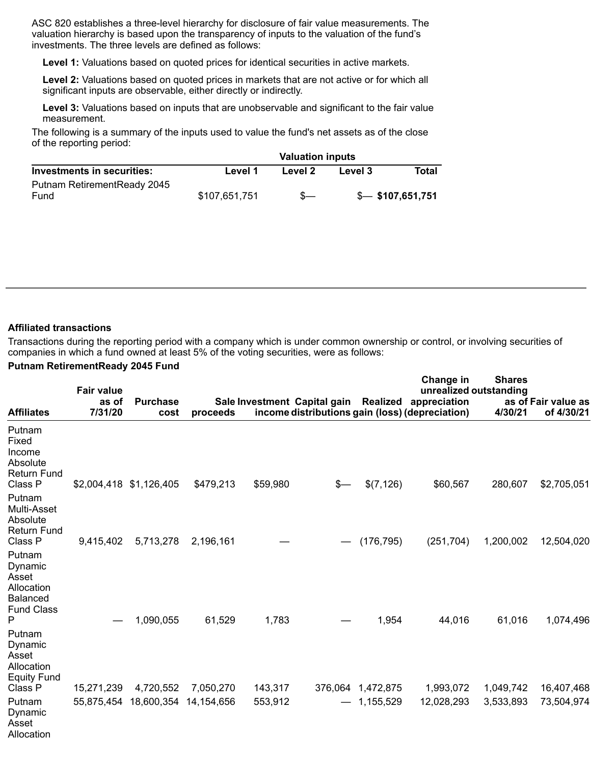ASC 820 establishes a three-level hierarchy for disclosure of fair value measurements. The valuation hierarchy is based upon the transparency of inputs to the valuation of the fund's investments. The three levels are defined as follows:

**Level 1:** Valuations based on quoted prices for identical securities in active markets.

**Level 2:** Valuations based on quoted prices in markets that are not active or for which all significant inputs are observable, either directly or indirectly.

**Level 3:** Valuations based on inputs that are unobservable and significant to the fair value measurement.

The following is a summary of the inputs used to value the fund's net assets as of the close of the reporting period:

| | Valuation inputs | | | |
|---|---|---|---|---|
| **Investments in securities:** | **Level 1** | **Level 2** | **Level 3** | **Total** |
| Putnam RetirementReady 2045 Fund | $107,651,751 | $— | $— | **$107,651,751** |

**Affiliated transactions**

Transactions during the reporting period with a company which is under common ownership or control, or involving securities of companies in which a fund owned at least 5% of the voting securities, were as follows:

**Putnam RetirementReady 2045 Fund**

| **Affiliates** | **Fair value as of 7/31/20** | **Purchase cost** | **Sale proceeds** | **Investment income** | **Capital gain distributions** | **Realized gain (loss)** | **Change in unrealized appreciation (depreciation)** | **Shares outstanding as of 4/30/21** | **Fair value as of 4/30/21** |
|---|---|---|---|---|---|---|---|---|---|
| Putnam Fixed Income Absolute Return Fund Class P | $2,004,418 | $1,126,405 | $479,213 | $59,980 | $— | $(7,126) | $60,567 | 280,607 | $2,705,051 |
| Putnam Multi-Asset Absolute Return Fund Class P | 9,415,402 | 5,713,278 | 2,196,161 | — | — | (176,795) | (251,704) | 1,200,002 | 12,504,020 |
| Putnam Dynamic Asset Allocation Balanced Fund Class P | — | 1,090,055 | 61,529 | 1,783 | — | 1,954 | 44,016 | 61,016 | 1,074,496 |
| Putnam Dynamic Asset Allocation Equity Fund Class P | 15,271,239 | 4,720,552 | 7,050,270 | 143,317 | 376,064 | 1,472,875 | 1,993,072 | 1,049,742 | 16,407,468 |
| Putnam Dynamic Asset Allocation | 55,875,454 | 18,600,354 | 14,154,656 | 553,912 | — | 1,155,529 | 12,028,293 | 3,533,893 | 73,504,974 |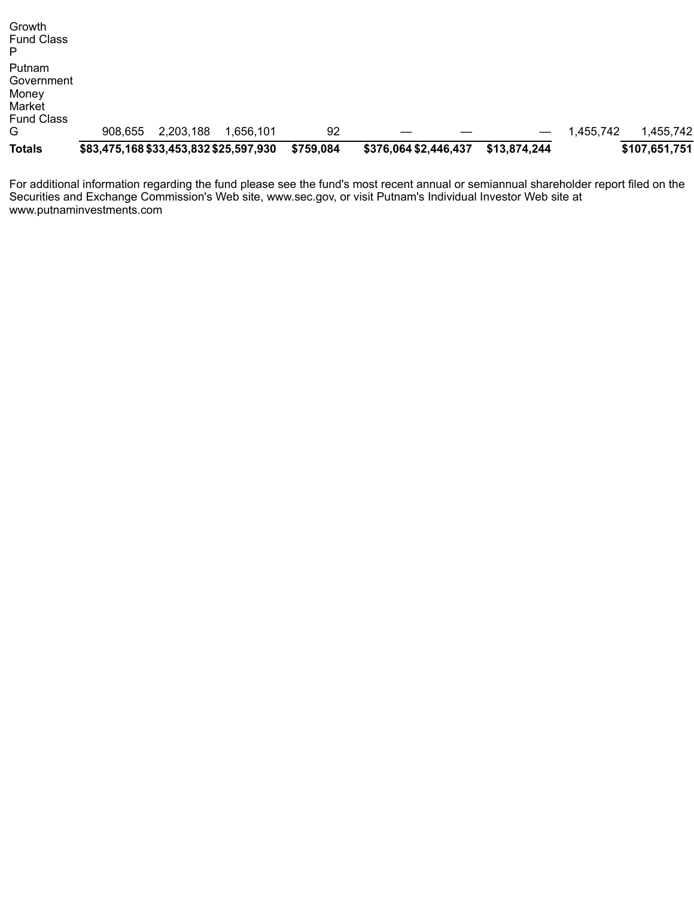| | | | | | | | | | |
|---|---|---|---|---|---|---|---|---|---|
| Growth Fund Class P | | | | | | | | | |
| Putnam Government Money Market Fund Class G | 908,655 | 2,203,188 | 1,656,101 | 92 | — | — | — | 1,455,742 | 1,455,742 |
| **Totals** | **$83,475,168** | **$33,453,832** | **$25,597,930** | **$759,084** | **$376,064** | **$2,446,437** | **$13,874,244** | | **$107,651,751** |

For additional information regarding the fund please see the fund's most recent annual or semiannual shareholder report filed on the Securities and Exchange Commission's Web site, www.sec.gov, or visit Putnam's Individual Investor Web site at www.putnaminvestments.com